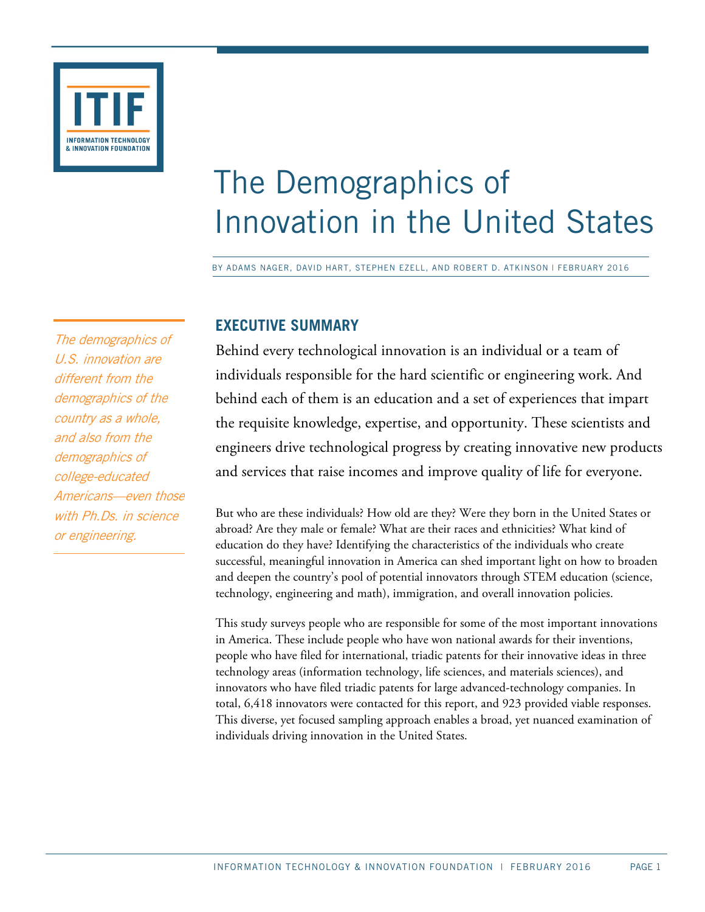# The Demographics of Innovation in the United States

BY ADAMS NAGER, DAVID HART, STEPHEN EZELL, AND ROBERT D. ATKINSON | FEBRUARY 2016

*The demographics of U.S. innovation are different from the demographics of the country as a whole, and also from the demographics of college-educated Americans—even those with Ph.Ds. in science or engineering.*

## EXECUTIVE SUMMARY

Behind every technological innovation is an individual or a team of individuals responsible for the hard scientific or engineering work. And behind each of them is an education and a set of experiences that impart the requisite knowledge, expertise, and opportunity. These scientists and engineers drive technological progress by creating innovative new products and services that raise incomes and improve quality of life for everyone.

But who are these individuals? How old are they? Were they born in the United States or abroad? Are they male or female? What are their races and ethnicities? What kind of education do they have? Identifying the characteristics of the individuals who create successful, meaningful innovation in America can shed important light on how to broaden and deepen the country's pool of potential innovators through STEM education (science, technology, engineering and math), immigration, and overall innovation policies.

This study surveys people who are responsible for some of the most important innovations in America. These include people who have won national awards for their inventions, people who have filed for international, triadic patents for their innovative ideas in three technology areas (information technology, life sciences, and materials sciences), and innovators who have filed triadic patents for large advanced-technology companies. In total, 6,418 innovators were contacted for this report, and 923 provided viable responses. This diverse, yet focused sampling approach enables a broad, yet nuanced examination of individuals driving innovation in the United States.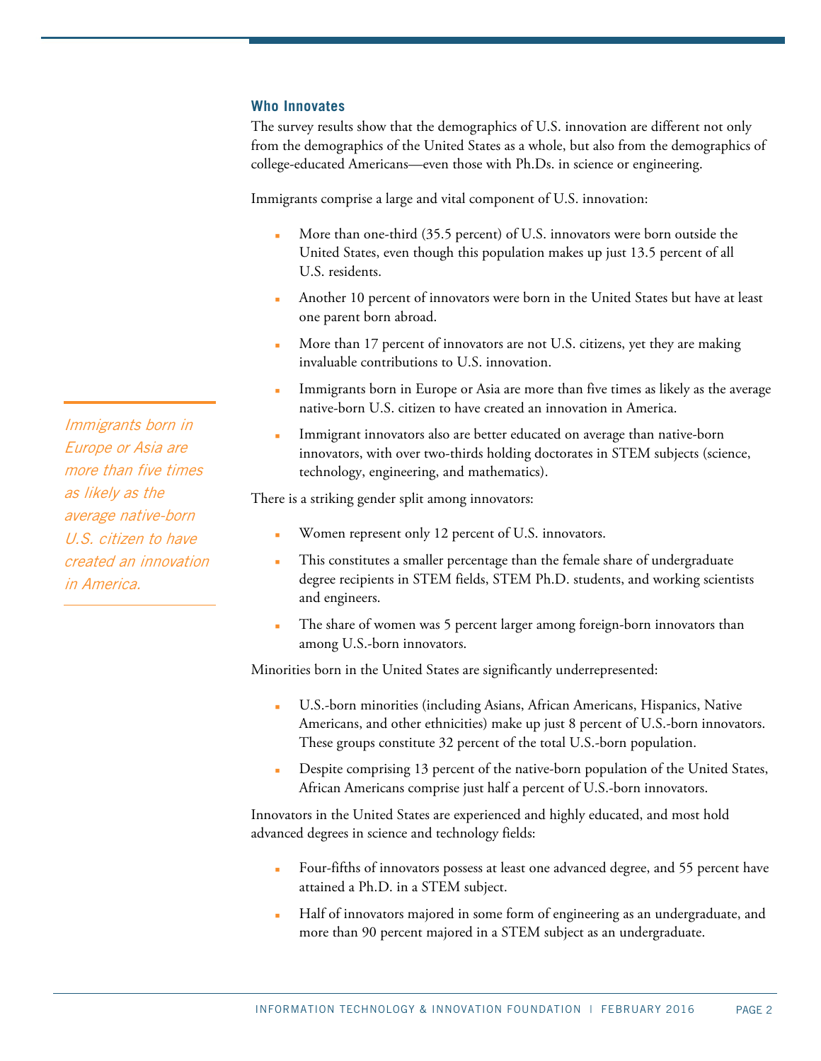## Who Innovates

The survey results show that the demographics of U.S. innovation are different not only from the demographics of the United States as a whole, but also from the demographics of college-educated Americans—even those with Ph.Ds. in science or engineering.

Immigrants comprise a large and vital component of U.S. innovation:

- More than one-third (35.5 percent) of U.S. innovators were born outside the United States, even though this population makes up just 13.5 percent of all U.S. residents.
- Another 10 percent of innovators were born in the United States but have at least one parent born abroad.
- More than 17 percent of innovators are not U.S. citizens, yet they are making invaluable contributions to U.S. innovation.
- Immigrants born in Europe or Asia are more than five times as likely as the average native-born U.S. citizen to have created an innovation in America.
- Immigrant innovators also are better educated on average than native-born innovators, with over two-thirds holding doctorates in STEM subjects (science, technology, engineering, and mathematics).

*Immigrants born in Europe or Asia are more than five times as likely as the average native-born U.S. citizen to have created an innovation in America.*

There is a striking gender split among innovators:

- Women represent only 12 percent of U.S. innovators.
- This constitutes a smaller percentage than the female share of undergraduate degree recipients in STEM fields, STEM Ph.D. students, and working scientists and engineers.
- The share of women was 5 percent larger among foreign-born innovators than among U.S.-born innovators.

Minorities born in the United States are significantly underrepresented:

- U.S.-born minorities (including Asians, African Americans, Hispanics, Native Americans, and other ethnicities) make up just 8 percent of U.S.-born innovators. These groups constitute 32 percent of the total U.S.-born population.
- Despite comprising 13 percent of the native-born population of the United States, African Americans comprise just half a percent of U.S.-born innovators.

Innovators in the United States are experienced and highly educated, and most hold advanced degrees in science and technology fields:

- Four-fifths of innovators possess at least one advanced degree, and 55 percent have attained a Ph.D. in a STEM subject.
- Half of innovators majored in some form of engineering as an undergraduate, and more than 90 percent majored in a STEM subject as an undergraduate.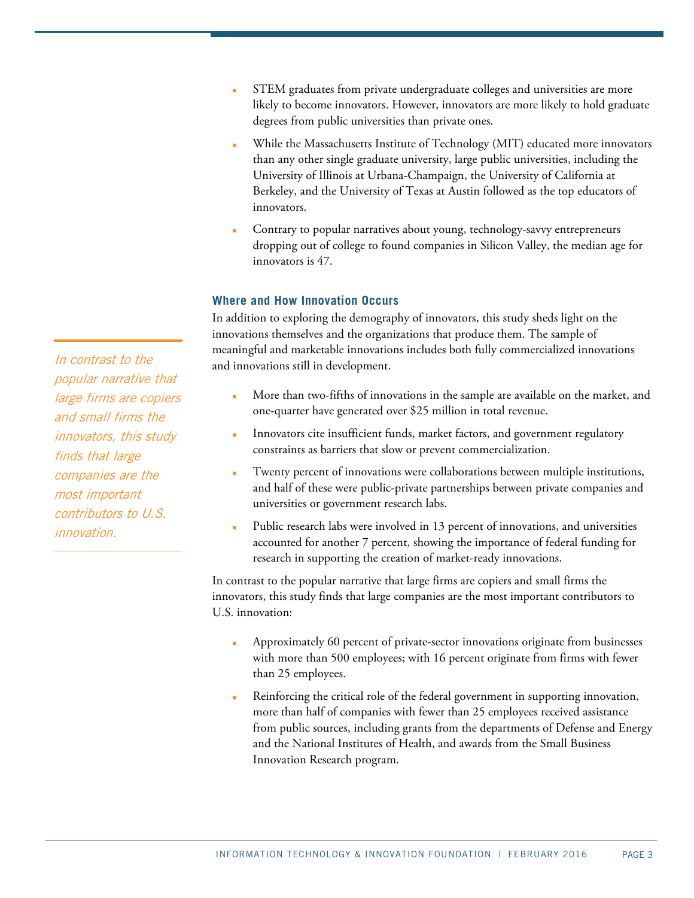- STEM graduates from private undergraduate colleges and universities are more likely to become innovators. However, innovators are more likely to hold graduate degrees from public universities than private ones.
- While the Massachusetts Institute of Technology (MIT) educated more innovators than any other single graduate university, large public universities, including the University of Illinois at Urbana-Champaign, the University of California at Berkeley, and the University of Texas at Austin followed as the top educators of innovators.
- Contrary to popular narratives about young, technology-savvy entrepreneurs dropping out of college to found companies in Silicon Valley, the median age for innovators is 47.

### Where and How Innovation Occurs

In addition to exploring the demography of innovators, this study sheds light on the innovations themselves and the organizations that produce them. The sample of meaningful and marketable innovations includes both fully commercialized innovations and innovations still in development.

- More than two-fifths of innovations in the sample are available on the market, and one-quarter have generated over $25 million in total revenue.
- Innovators cite insufficient funds, market factors, and government regulatory constraints as barriers that slow or prevent commercialization.
- Twenty percent of innovations were collaborations between multiple institutions, and half of these were public-private partnerships between private companies and universities or government research labs.
- Public research labs were involved in 13 percent of innovations, and universities accounted for another 7 percent, showing the importance of federal funding for research in supporting the creation of market-ready innovations.

*In contrast to the popular narrative that large firms are copiers and small firms the innovators, this study finds that large companies are the most important contributors to U.S. innovation.*

In contrast to the popular narrative that large firms are copiers and small firms the innovators, this study finds that large companies are the most important contributors to U.S. innovation:

- Approximately 60 percent of private-sector innovations originate from businesses with more than 500 employees; with 16 percent originate from firms with fewer than 25 employees.
- Reinforcing the critical role of the federal government in supporting innovation, more than half of companies with fewer than 25 employees received assistance from public sources, including grants from the departments of Defense and Energy and the National Institutes of Health, and awards from the Small Business Innovation Research program.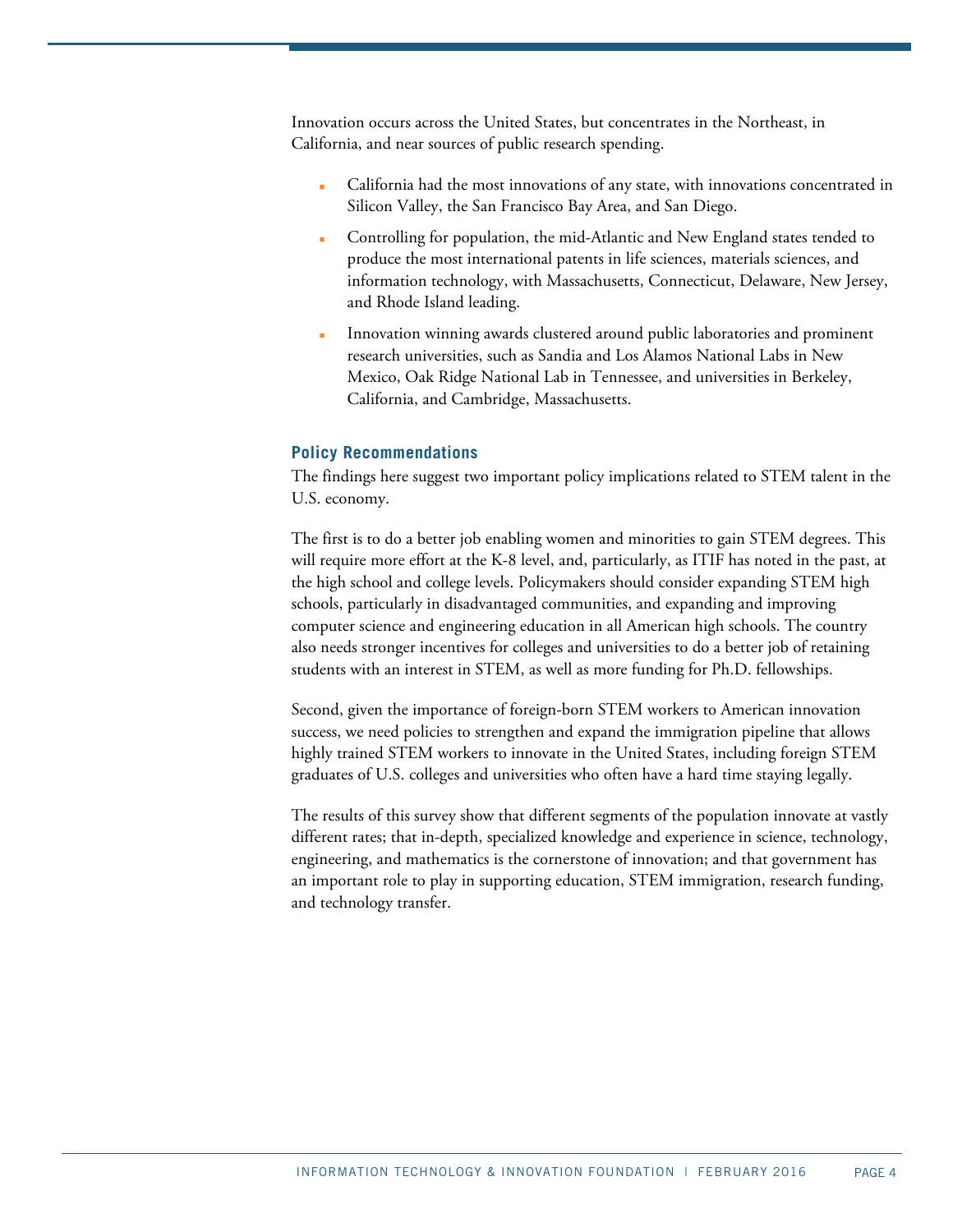Innovation occurs across the United States, but concentrates in the Northeast, in California, and near sources of public research spending.

- California had the most innovations of any state, with innovations concentrated in Silicon Valley, the San Francisco Bay Area, and San Diego.
- Controlling for population, the mid-Atlantic and New England states tended to produce the most international patents in life sciences, materials sciences, and information technology, with Massachusetts, Connecticut, Delaware, New Jersey, and Rhode Island leading.
- Innovation winning awards clustered around public laboratories and prominent research universities, such as Sandia and Los Alamos National Labs in New Mexico, Oak Ridge National Lab in Tennessee, and universities in Berkeley, California, and Cambridge, Massachusetts.

## Policy Recommendations

The findings here suggest two important policy implications related to STEM talent in the U.S. economy.

The first is to do a better job enabling women and minorities to gain STEM degrees. This will require more effort at the K-8 level, and, particularly, as ITIF has noted in the past, at the high school and college levels. Policymakers should consider expanding STEM high schools, particularly in disadvantaged communities, and expanding and improving computer science and engineering education in all American high schools. The country also needs stronger incentives for colleges and universities to do a better job of retaining students with an interest in STEM, as well as more funding for Ph.D. fellowships.

Second, given the importance of foreign-born STEM workers to American innovation success, we need policies to strengthen and expand the immigration pipeline that allows highly trained STEM workers to innovate in the United States, including foreign STEM graduates of U.S. colleges and universities who often have a hard time staying legally.

The results of this survey show that different segments of the population innovate at vastly different rates; that in-depth, specialized knowledge and experience in science, technology, engineering, and mathematics is the cornerstone of innovation; and that government has an important role to play in supporting education, STEM immigration, research funding, and technology transfer.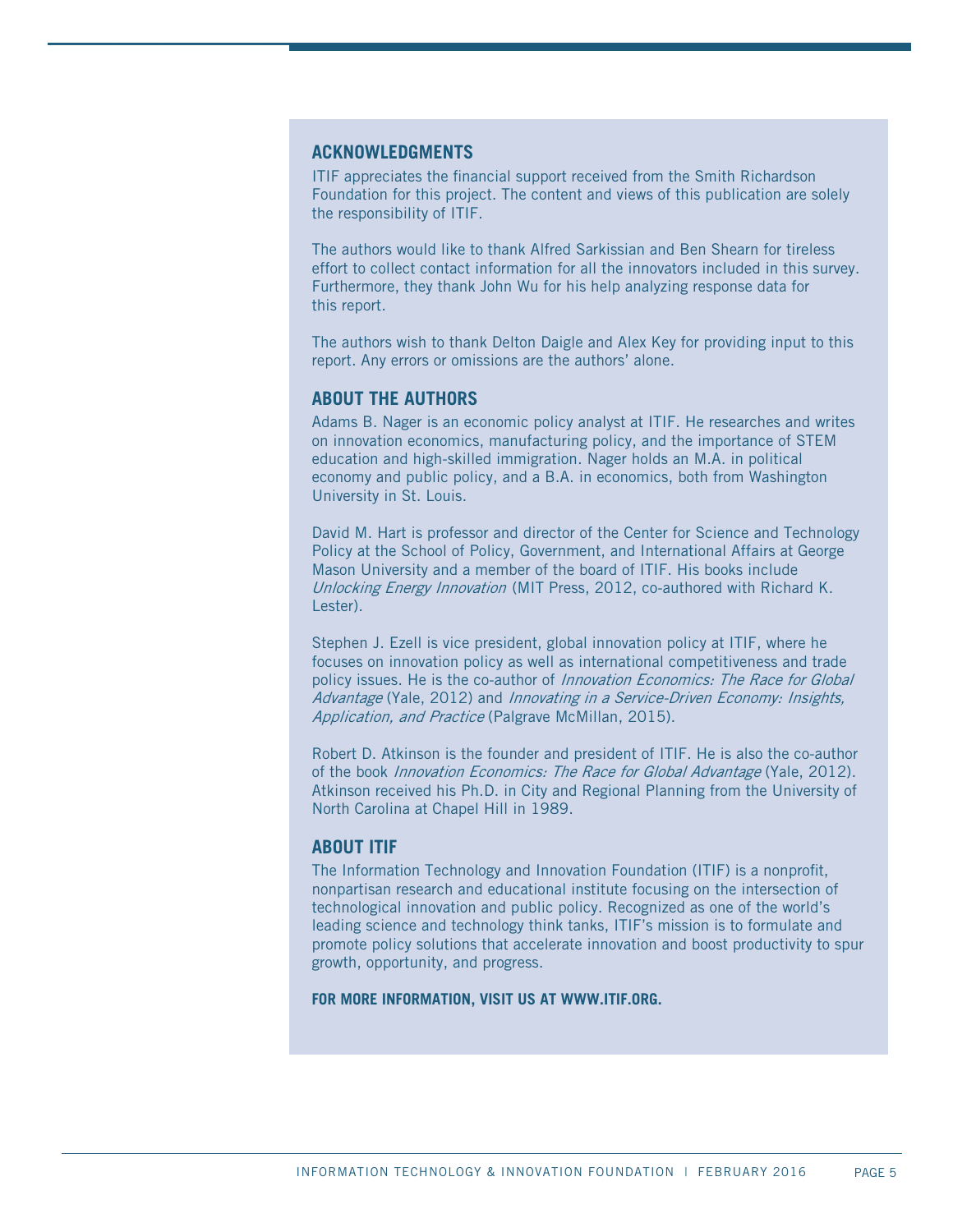## ACKNOWLEDGMENTS

ITIF appreciates the financial support received from the Smith Richardson Foundation for this project. The content and views of this publication are solely the responsibility of ITIF.

The authors would like to thank Alfred Sarkissian and Ben Shearn for tireless effort to collect contact information for all the innovators included in this survey. Furthermore, they thank John Wu for his help analyzing response data for this report.

The authors wish to thank Delton Daigle and Alex Key for providing input to this report. Any errors or omissions are the authors' alone.

## ABOUT THE AUTHORS

Adams B. Nager is an economic policy analyst at ITIF. He researches and writes on innovation economics, manufacturing policy, and the importance of STEM education and high-skilled immigration. Nager holds an M.A. in political economy and public policy, and a B.A. in economics, both from Washington University in St. Louis.

David M. Hart is professor and director of the Center for Science and Technology Policy at the School of Policy, Government, and International Affairs at George Mason University and a member of the board of ITIF. His books include *Unlocking Energy Innovation* (MIT Press, 2012, co-authored with Richard K. Lester).

Stephen J. Ezell is vice president, global innovation policy at ITIF, where he focuses on innovation policy as well as international competitiveness and trade policy issues. He is the co-author of *Innovation Economics: The Race for Global Advantage* (Yale, 2012) and *Innovating in a Service-Driven Economy: Insights, Application, and Practice* (Palgrave McMillan, 2015).

Robert D. Atkinson is the founder and president of ITIF. He is also the co-author of the book *Innovation Economics: The Race for Global Advantage* (Yale, 2012). Atkinson received his Ph.D. in City and Regional Planning from the University of North Carolina at Chapel Hill in 1989.

## ABOUT ITIF

The Information Technology and Innovation Foundation (ITIF) is a nonprofit, nonpartisan research and educational institute focusing on the intersection of technological innovation and public policy. Recognized as one of the world's leading science and technology think tanks, ITIF's mission is to formulate and promote policy solutions that accelerate innovation and boost productivity to spur growth, opportunity, and progress.

**FOR MORE INFORMATION, VISIT US AT WWW.ITIF.ORG.**